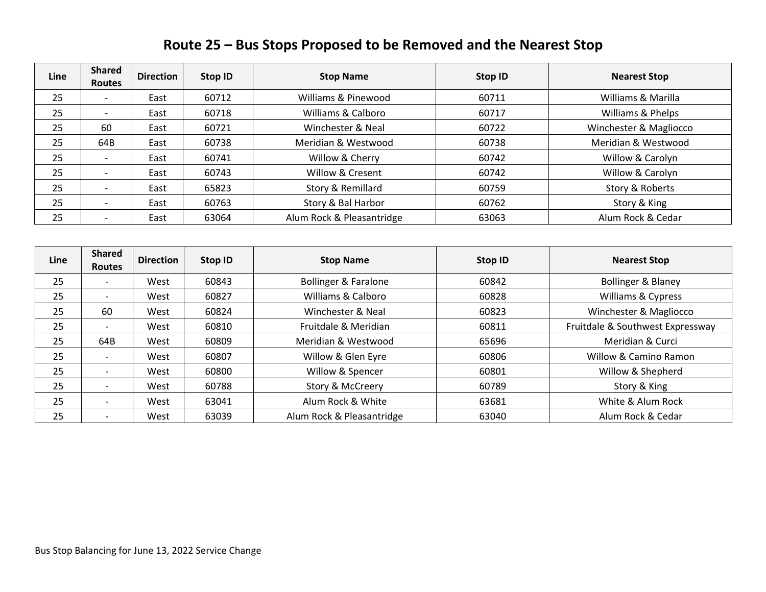# Route 25 – Bus Stops Proposed to be Removed and the Nearest Stop

| Line | Shared Routes | Direction | Stop ID | Stop Name | Stop ID | Nearest Stop |
|---|---|---|---|---|---|---|
| 25 | - | East | 60712 | Williams & Pinewood | 60711 | Williams & Marilla |
| 25 | - | East | 60718 | Williams & Calboro | 60717 | Williams & Phelps |
| 25 | 60 | East | 60721 | Winchester & Neal | 60722 | Winchester & Magliocco |
| 25 | 64B | East | 60738 | Meridian & Westwood | 60738 | Meridian & Westwood |
| 25 | - | East | 60741 | Willow & Cherry | 60742 | Willow & Carolyn |
| 25 | - | East | 60743 | Willow & Cresent | 60742 | Willow & Carolyn |
| 25 | - | East | 65823 | Story & Remillard | 60759 | Story & Roberts |
| 25 | - | East | 60763 | Story & Bal Harbor | 60762 | Story & King |
| 25 | - | East | 63064 | Alum Rock & Pleasantridge | 63063 | Alum Rock & Cedar |

| Line | Shared Routes | Direction | Stop ID | Stop Name | Stop ID | Nearest Stop |
|---|---|---|---|---|---|---|
| 25 | - | West | 60843 | Bollinger & Faralone | 60842 | Bollinger & Blaney |
| 25 | - | West | 60827 | Williams & Calboro | 60828 | Williams & Cypress |
| 25 | 60 | West | 60824 | Winchester & Neal | 60823 | Winchester & Magliocco |
| 25 | - | West | 60810 | Fruitdale & Meridian | 60811 | Fruitdale & Southwest Expressway |
| 25 | 64B | West | 60809 | Meridian & Westwood | 65696 | Meridian & Curci |
| 25 | - | West | 60807 | Willow & Glen Eyre | 60806 | Willow & Camino Ramon |
| 25 | - | West | 60800 | Willow & Spencer | 60801 | Willow & Shepherd |
| 25 | - | West | 60788 | Story & McCreery | 60789 | Story & King |
| 25 | - | West | 63041 | Alum Rock & White | 63681 | White & Alum Rock |
| 25 | - | West | 63039 | Alum Rock & Pleasantridge | 63040 | Alum Rock & Cedar |

Bus Stop Balancing for June 13, 2022 Service Change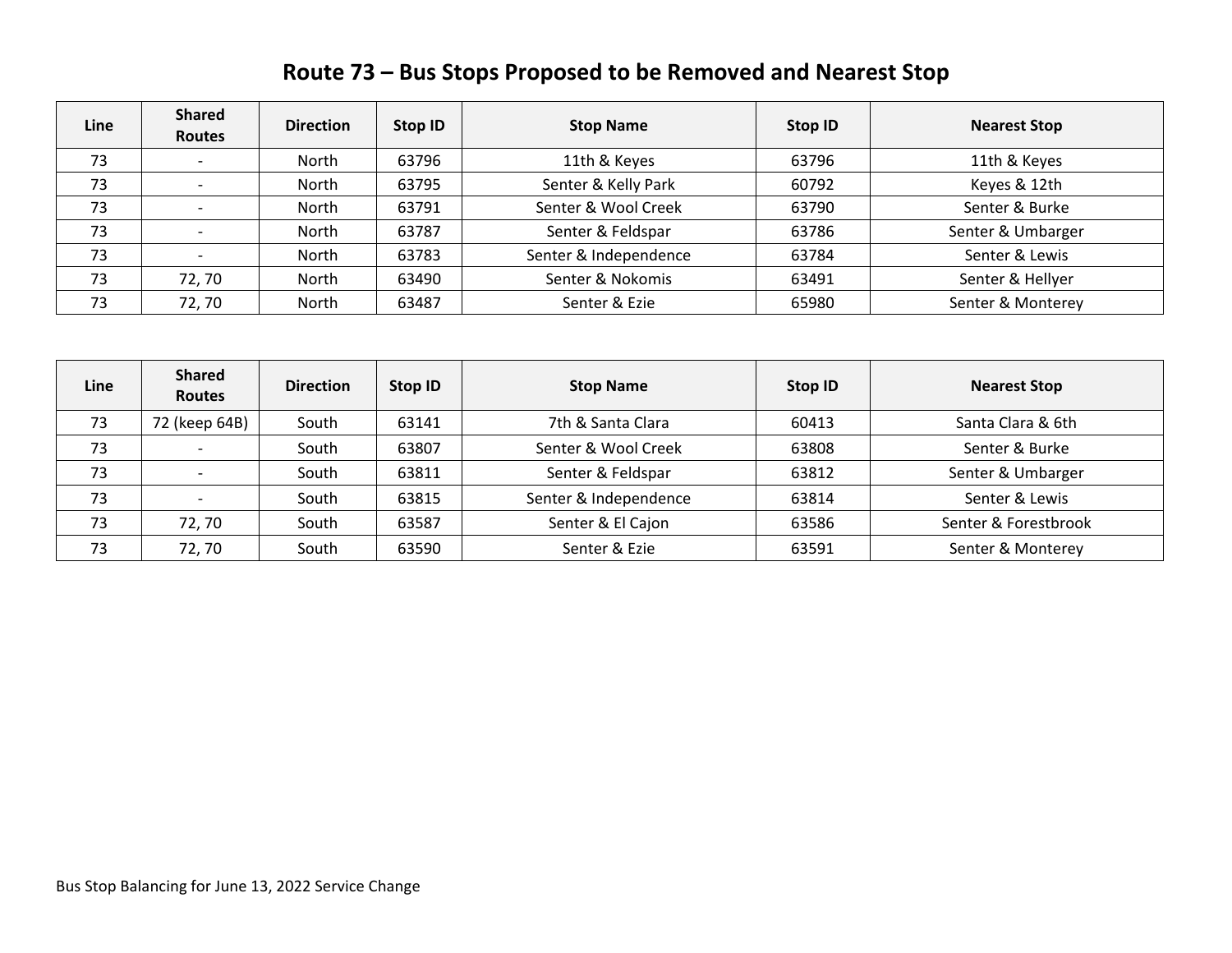# Route 73 – Bus Stops Proposed to be Removed and Nearest Stop

| Line | Shared Routes | Direction | Stop ID | Stop Name | Stop ID | Nearest Stop |
|---|---|---|---|---|---|---|
| 73 | - | North | 63796 | 11th & Keyes | 63796 | 11th & Keyes |
| 73 | - | North | 63795 | Senter & Kelly Park | 60792 | Keyes & 12th |
| 73 | - | North | 63791 | Senter & Wool Creek | 63790 | Senter & Burke |
| 73 | - | North | 63787 | Senter & Feldspar | 63786 | Senter & Umbarger |
| 73 | - | North | 63783 | Senter & Independence | 63784 | Senter & Lewis |
| 73 | 72, 70 | North | 63490 | Senter & Nokomis | 63491 | Senter & Hellyer |
| 73 | 72, 70 | North | 63487 | Senter & Ezie | 65980 | Senter & Monterey |

| Line | Shared Routes | Direction | Stop ID | Stop Name | Stop ID | Nearest Stop |
|---|---|---|---|---|---|---|
| 73 | 72 (keep 64B) | South | 63141 | 7th & Santa Clara | 60413 | Santa Clara & 6th |
| 73 | - | South | 63807 | Senter & Wool Creek | 63808 | Senter & Burke |
| 73 | - | South | 63811 | Senter & Feldspar | 63812 | Senter & Umbarger |
| 73 | - | South | 63815 | Senter & Independence | 63814 | Senter & Lewis |
| 73 | 72, 70 | South | 63587 | Senter & El Cajon | 63586 | Senter & Forestbrook |
| 73 | 72, 70 | South | 63590 | Senter & Ezie | 63591 | Senter & Monterey |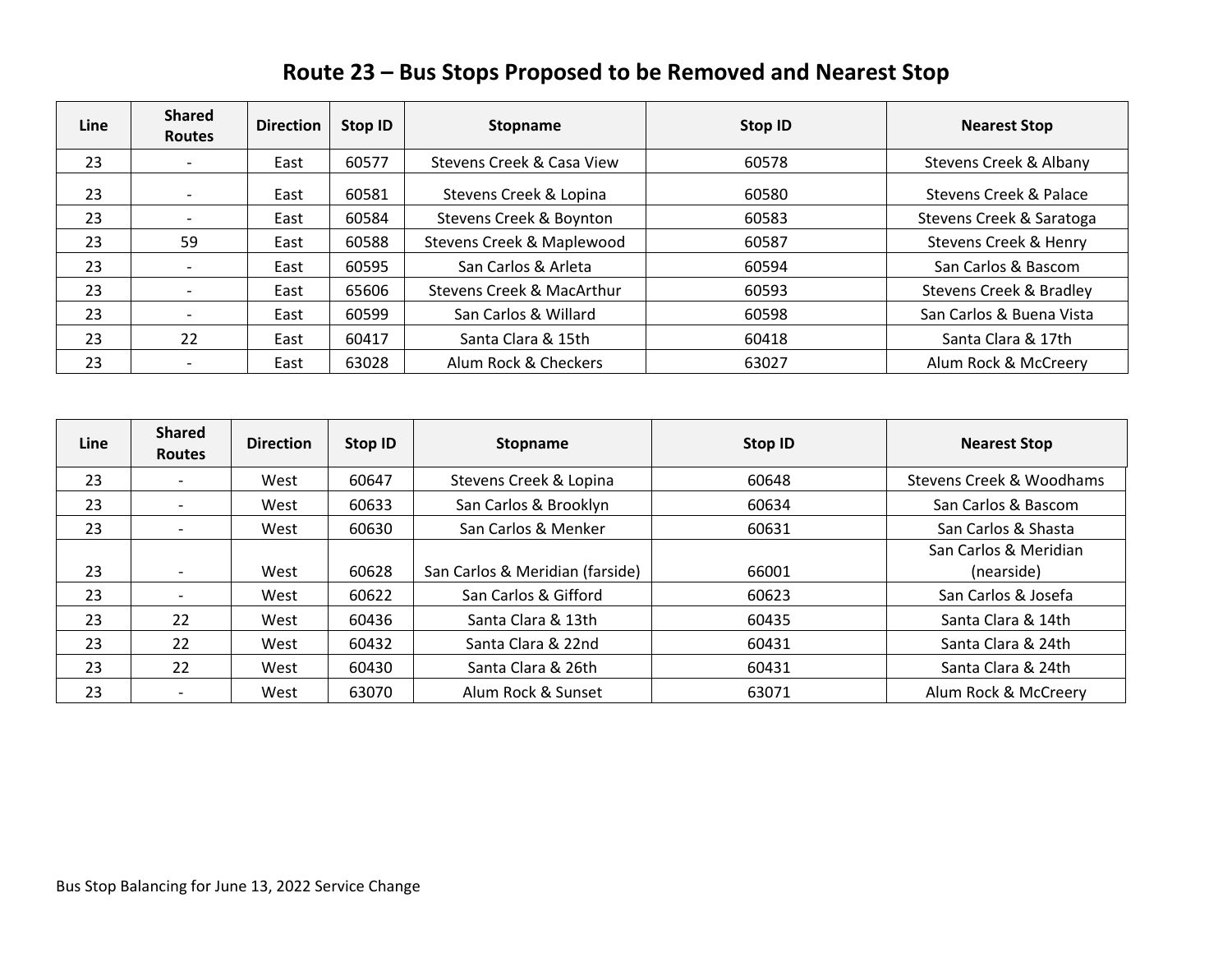# Route 23 – Bus Stops Proposed to be Removed and Nearest Stop

| Line | Shared Routes | Direction | Stop ID | Stopname | Stop ID | Nearest Stop |
|---|---|---|---|---|---|---|
| 23 | - | East | 60577 | Stevens Creek & Casa View | 60578 | Stevens Creek & Albany |
| 23 | - | East | 60581 | Stevens Creek & Lopina | 60580 | Stevens Creek & Palace |
| 23 | - | East | 60584 | Stevens Creek & Boynton | 60583 | Stevens Creek & Saratoga |
| 23 | 59 | East | 60588 | Stevens Creek & Maplewood | 60587 | Stevens Creek & Henry |
| 23 | - | East | 60595 | San Carlos & Arleta | 60594 | San Carlos & Bascom |
| 23 | - | East | 65606 | Stevens Creek & MacArthur | 60593 | Stevens Creek & Bradley |
| 23 | - | East | 60599 | San Carlos & Willard | 60598 | San Carlos & Buena Vista |
| 23 | 22 | East | 60417 | Santa Clara & 15th | 60418 | Santa Clara & 17th |
| 23 | - | East | 63028 | Alum Rock & Checkers | 63027 | Alum Rock & McCreery |

| Line | Shared Routes | Direction | Stop ID | Stopname | Stop ID | Nearest Stop |
|---|---|---|---|---|---|---|
| 23 | - | West | 60647 | Stevens Creek & Lopina | 60648 | Stevens Creek & Woodhams |
| 23 | - | West | 60633 | San Carlos & Brooklyn | 60634 | San Carlos & Bascom |
| 23 | - | West | 60630 | San Carlos & Menker | 60631 | San Carlos & Shasta |
| 23 | - | West | 60628 | San Carlos & Meridian (farside) | 66001 | San Carlos & Meridian (nearside) |
| 23 | - | West | 60622 | San Carlos & Gifford | 60623 | San Carlos & Josefa |
| 23 | 22 | West | 60436 | Santa Clara & 13th | 60435 | Santa Clara & 14th |
| 23 | 22 | West | 60432 | Santa Clara & 22nd | 60431 | Santa Clara & 24th |
| 23 | 22 | West | 60430 | Santa Clara & 26th | 60431 | Santa Clara & 24th |
| 23 | - | West | 63070 | Alum Rock & Sunset | 63071 | Alum Rock & McCreery |

Bus Stop Balancing for June 13, 2022 Service Change